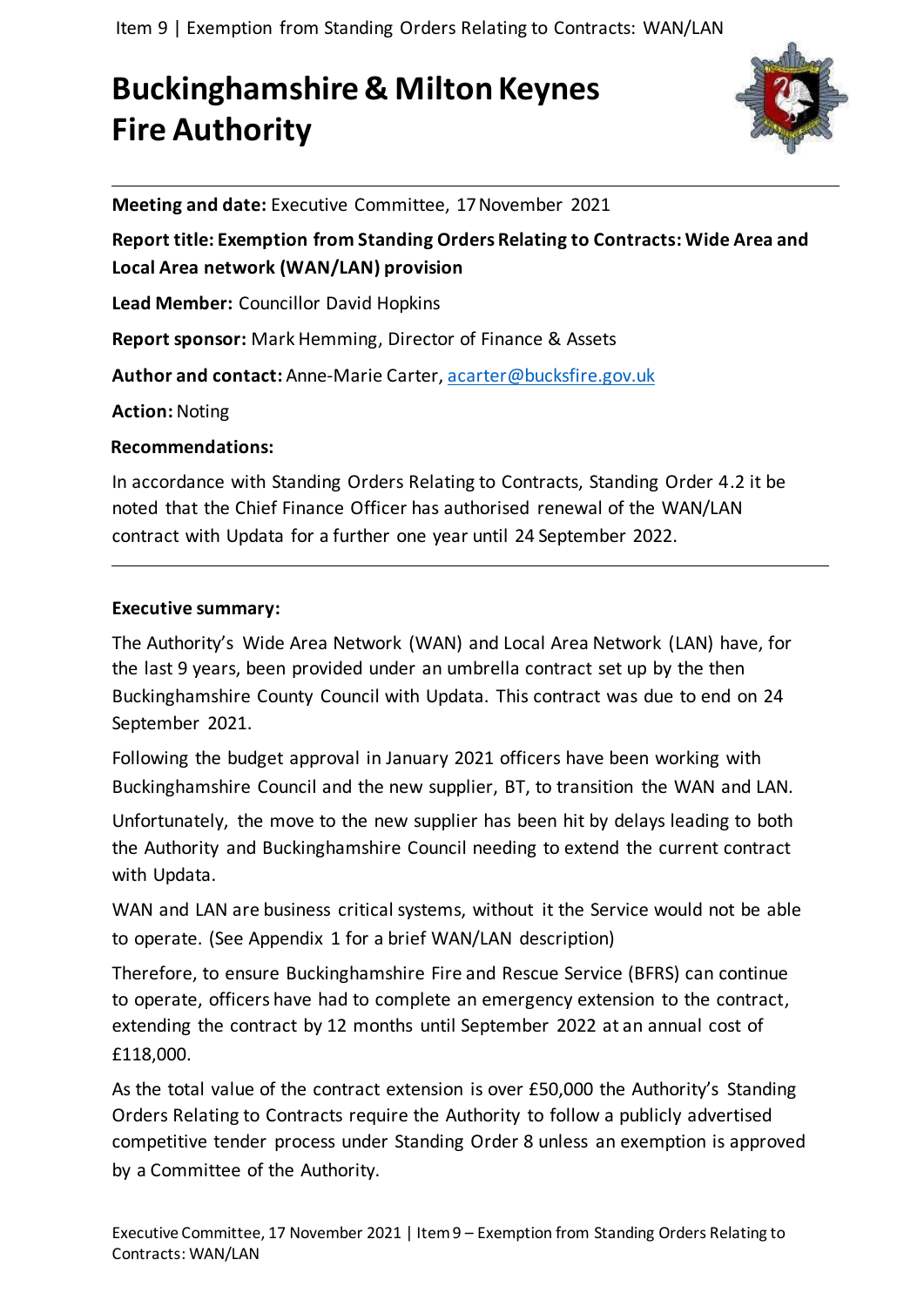# Buckinghamshire & Milton Keynes Fire Authority

**Meeting and date:** Executive Committee, 17 November 2021

**Report title: Exemption from Standing Orders Relating to Contracts: Wide Area and Local Area network (WAN/LAN) provision**

**Lead Member:** Councillor David Hopkins

**Report sponsor:** Mark Hemming, Director of Finance & Assets

**Author and contact:** Anne-Marie Carter, acarter@bucksfire.gov.uk

**Action:** Noting

**Recommendations:**

In accordance with Standing Orders Relating to Contracts, Standing Order 4.2 it be noted that the Chief Finance Officer has authorised renewal of the WAN/LAN contract with Updata for a further one year until 24 September 2022.

---

**Executive summary:**

The Authority's Wide Area Network (WAN) and Local Area Network (LAN) have, for the last 9 years, been provided under an umbrella contract set up by the then Buckinghamshire County Council with Updata. This contract was due to end on 24 September 2021.

Following the budget approval in January 2021 officers have been working with Buckinghamshire Council and the new supplier, BT, to transition the WAN and LAN.

Unfortunately, the move to the new supplier has been hit by delays leading to both the Authority and Buckinghamshire Council needing to extend the current contract with Updata.

WAN and LAN are business critical systems, without it the Service would not be able to operate. (See Appendix 1 for a brief WAN/LAN description)

Therefore, to ensure Buckinghamshire Fire and Rescue Service (BFRS) can continue to operate, officers have had to complete an emergency extension to the contract, extending the contract by 12 months until September 2022 at an annual cost of £118,000.

As the total value of the contract extension is over £50,000 the Authority's Standing Orders Relating to Contracts require the Authority to follow a publicly advertised competitive tender process under Standing Order 8 unless an exemption is approved by a Committee of the Authority.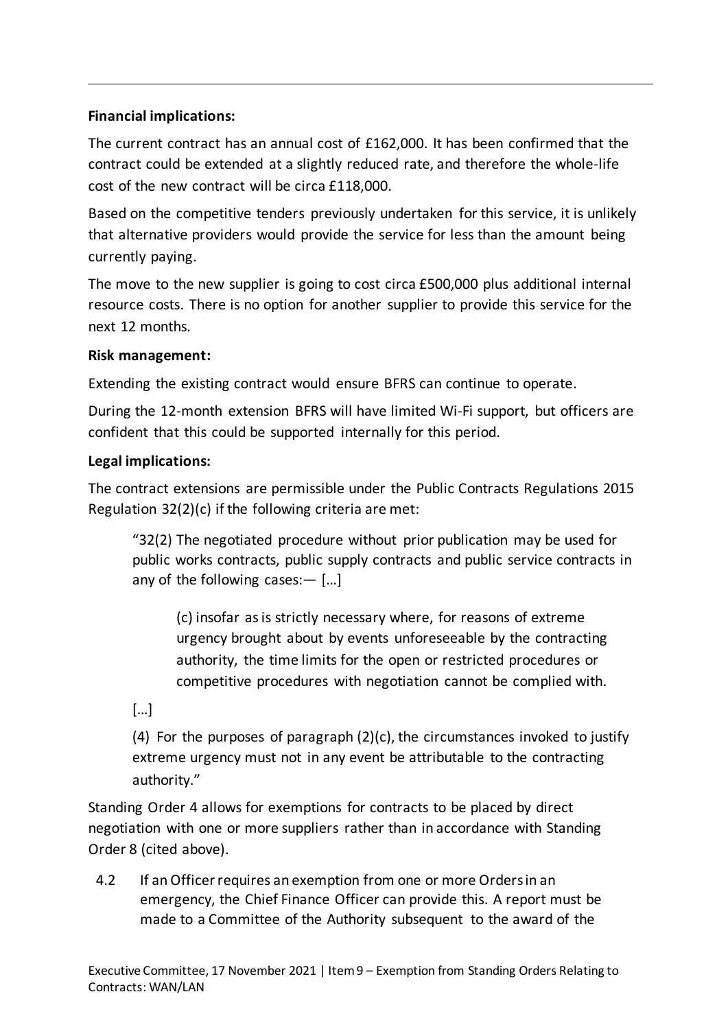**Financial implications:**

The current contract has an annual cost of £162,000. It has been confirmed that the contract could be extended at a slightly reduced rate, and therefore the whole-life cost of the new contract will be circa £118,000.

Based on the competitive tenders previously undertaken for this service, it is unlikely that alternative providers would provide the service for less than the amount being currently paying.

The move to the new supplier is going to cost circa £500,000 plus additional internal resource costs. There is no option for another supplier to provide this service for the next 12 months.

**Risk management:**

Extending the existing contract would ensure BFRS can continue to operate.

During the 12-month extension BFRS will have limited Wi-Fi support, but officers are confident that this could be supported internally for this period.

**Legal implications:**

The contract extensions are permissible under the Public Contracts Regulations 2015 Regulation 32(2)(c) if the following criteria are met:

> "32(2) The negotiated procedure without prior publication may be used for public works contracts, public supply contracts and public service contracts in any of the following cases:— […]
>
> > (c) insofar as is strictly necessary where, for reasons of extreme urgency brought about by events unforeseeable by the contracting authority, the time limits for the open or restricted procedures or competitive procedures with negotiation cannot be complied with.
>
> […]
>
> (4) For the purposes of paragraph (2)(c), the circumstances invoked to justify extreme urgency must not in any event be attributable to the contracting authority."

Standing Order 4 allows for exemptions for contracts to be placed by direct negotiation with one or more suppliers rather than in accordance with Standing Order 8 (cited above).

4.2 If an Officer requires an exemption from one or more Orders in an emergency, the Chief Finance Officer can provide this. A report must be made to a Committee of the Authority subsequent to the award of the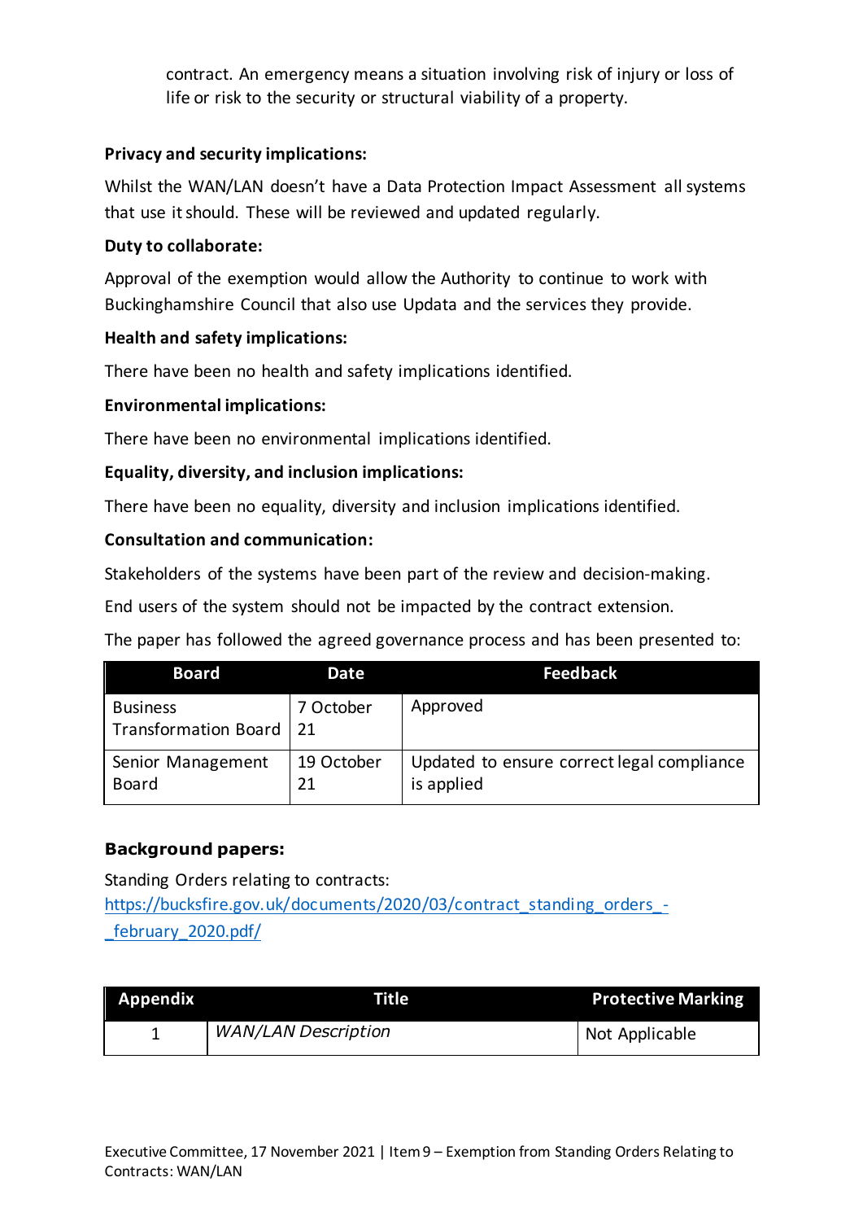contract. An emergency means a situation involving risk of injury or loss of life or risk to the security or structural viability of a property.

**Privacy and security implications:**

Whilst the WAN/LAN doesn't have a Data Protection Impact Assessment all systems that use it should. These will be reviewed and updated regularly.

**Duty to collaborate:**

Approval of the exemption would allow the Authority to continue to work with Buckinghamshire Council that also use Updata and the services they provide.

**Health and safety implications:**

There have been no health and safety implications identified.

**Environmental implications:**

There have been no environmental implications identified.

**Equality, diversity, and inclusion implications:**

There have been no equality, diversity and inclusion implications identified.

**Consultation and communication:**

Stakeholders of the systems have been part of the review and decision-making.

End users of the system should not be impacted by the contract extension.

The paper has followed the agreed governance process and has been presented to:

| Board | Date | Feedback |
|---|---|---|
| Business Transformation Board | 7 October 21 | Approved |
| Senior Management Board | 19 October 21 | Updated to ensure correct legal compliance is applied |

**Background papers:**

Standing Orders relating to contracts:
https://bucksfire.gov.uk/documents/2020/03/contract_standing_orders_-_february_2020.pdf/

| Appendix | Title | Protective Marking |
|---|---|---|
| 1 | *WAN/LAN Description* | Not Applicable |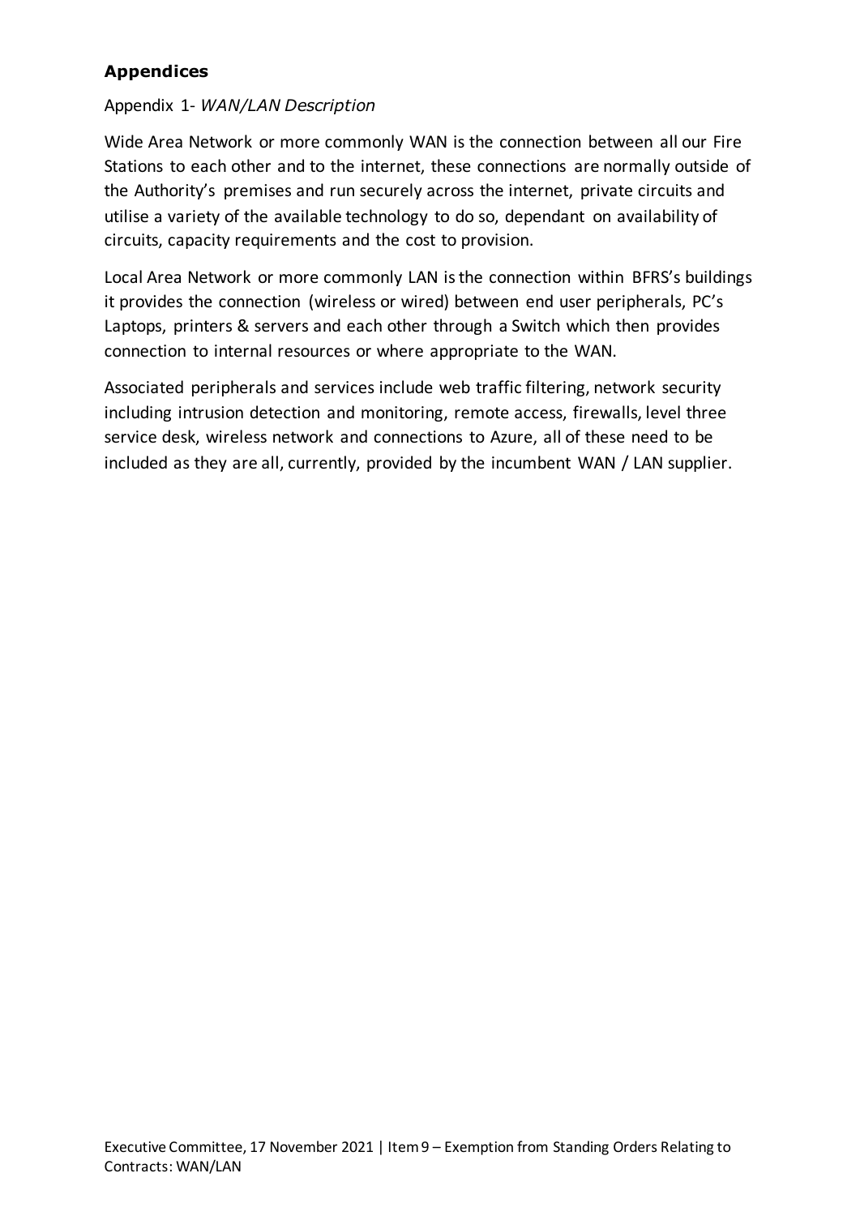**Appendices**

Appendix 1- *WAN/LAN Description*

Wide Area Network or more commonly WAN is the connection between all our Fire Stations to each other and to the internet, these connections are normally outside of the Authority's premises and run securely across the internet, private circuits and utilise a variety of the available technology to do so, dependant on availability of circuits, capacity requirements and the cost to provision.

Local Area Network or more commonly LAN is the connection within BFRS's buildings it provides the connection (wireless or wired) between end user peripherals, PC's Laptops, printers & servers and each other through a Switch which then provides connection to internal resources or where appropriate to the WAN.

Associated peripherals and services include web traffic filtering, network security including intrusion detection and monitoring, remote access, firewalls, level three service desk, wireless network and connections to Azure, all of these need to be included as they are all, currently, provided by the incumbent WAN / LAN supplier.